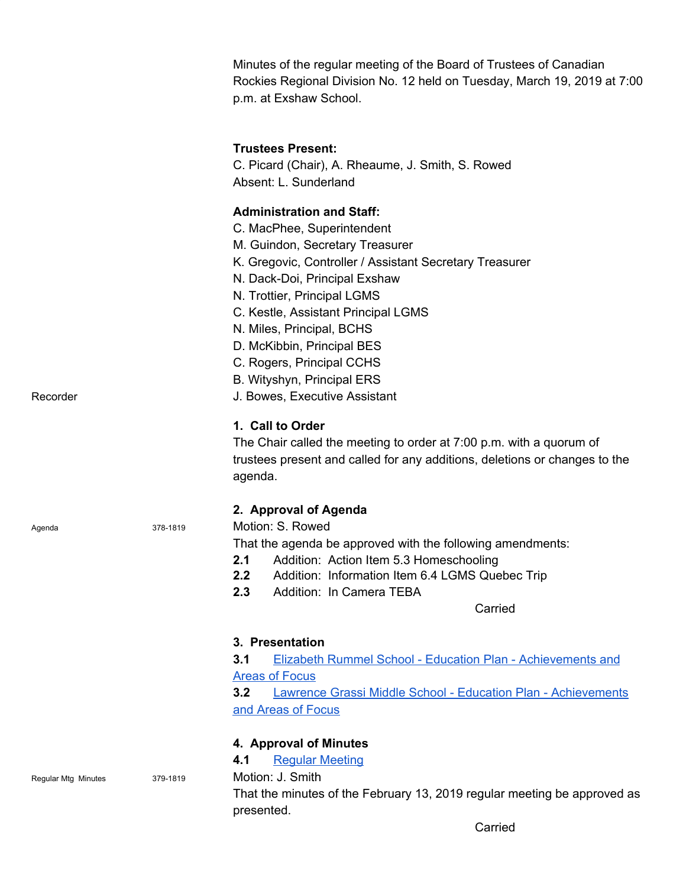Minutes of the regular meeting of the Board of Trustees of Canadian Rockies Regional Division No. 12 held on Tuesday, March 19, 2019 at 7:00 p.m. at Exshaw School.

**Trustees Present:**
C. Picard (Chair), A. Rheaume, J. Smith, S. Rowed
Absent: L. Sunderland

**Administration and Staff:**
C. MacPhee, Superintendent
M. Guindon, Secretary Treasurer
K. Gregovic, Controller / Assistant Secretary Treasurer
N. Dack-Doi, Principal Exshaw
N. Trottier, Principal LGMS
C. Kestle, Assistant Principal LGMS
N. Miles, Principal, BCHS
D. McKibbin, Principal BES
C. Rogers, Principal CCHS
B. Wityshyn, Principal ERS
Recorder — J. Bowes, Executive Assistant

### 1. Call to Order

The Chair called the meeting to order at 7:00 p.m. with a quorum of trustees present and called for any additions, deletions or changes to the agenda.

### 2. Approval of Agenda

Agenda — 378-1819

Motion: S. Rowed
That the agenda be approved with the following amendments:

**2.1** Addition: Action Item 5.3 Homeschooling
**2.2** Addition: Information Item 6.4 LGMS Quebec Trip
**2.3** Addition: In Camera TEBA

Carried

### 3. Presentation

**3.1** Elizabeth Rummel School - Education Plan - Achievements and Areas of Focus
**3.2** Lawrence Grassi Middle School - Education Plan - Achievements and Areas of Focus

### 4. Approval of Minutes

**4.1** Regular Meeting

Regular Mtg Minutes — 379-1819

Motion: J. Smith
That the minutes of the February 13, 2019 regular meeting be approved as presented.

Carried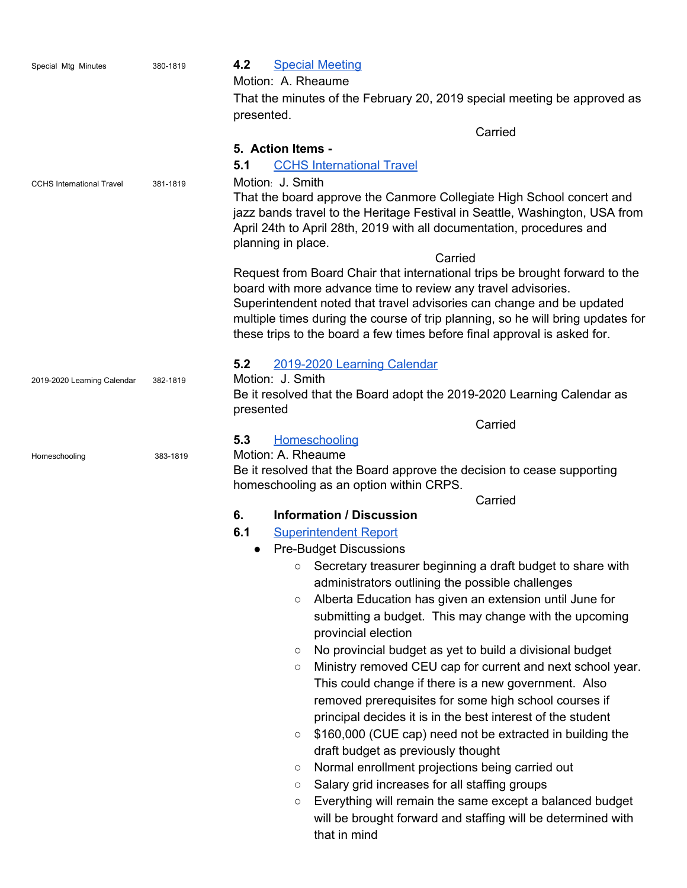Special Mtg Minutes 380-1819

**4.2 Special Meeting**

Motion: A. Rheaume

That the minutes of the February 20, 2019 special meeting be approved as presented.

Carried

**5. Action Items -**

**5.1 CCHS International Travel**

CCHS International Travel 381-1819

Motion: J. Smith

That the board approve the Canmore Collegiate High School concert and jazz bands travel to the Heritage Festival in Seattle, Washington, USA from April 24th to April 28th, 2019 with all documentation, procedures and planning in place.

Carried

Request from Board Chair that international trips be brought forward to the board with more advance time to review any travel advisories. Superintendent noted that travel advisories can change and be updated multiple times during the course of trip planning, so he will bring updates for these trips to the board a few times before final approval is asked for.

**5.2 2019-2020 Learning Calendar**

2019-2020 Learning Calendar 382-1819

Motion: J. Smith

Be it resolved that the Board adopt the 2019-2020 Learning Calendar as presented

Carried

**5.3 Homeschooling**

Homeschooling 383-1819

Motion: A. Rheaume

Be it resolved that the Board approve the decision to cease supporting homeschooling as an option within CRPS.

Carried

**6. Information / Discussion**

**6.1 Superintendent Report**

- Pre-Budget Discussions
  - Secretary treasurer beginning a draft budget to share with administrators outlining the possible challenges
  - Alberta Education has given an extension until June for submitting a budget. This may change with the upcoming provincial election
  - No provincial budget as yet to build a divisional budget
  - Ministry removed CEU cap for current and next school year. This could change if there is a new government. Also removed prerequisites for some high school courses if principal decides it is in the best interest of the student
  - $160,000 (CUE cap) need not be extracted in building the draft budget as previously thought
  - Normal enrollment projections being carried out
  - Salary grid increases for all staffing groups
  - Everything will remain the same except a balanced budget will be brought forward and staffing will be determined with that in mind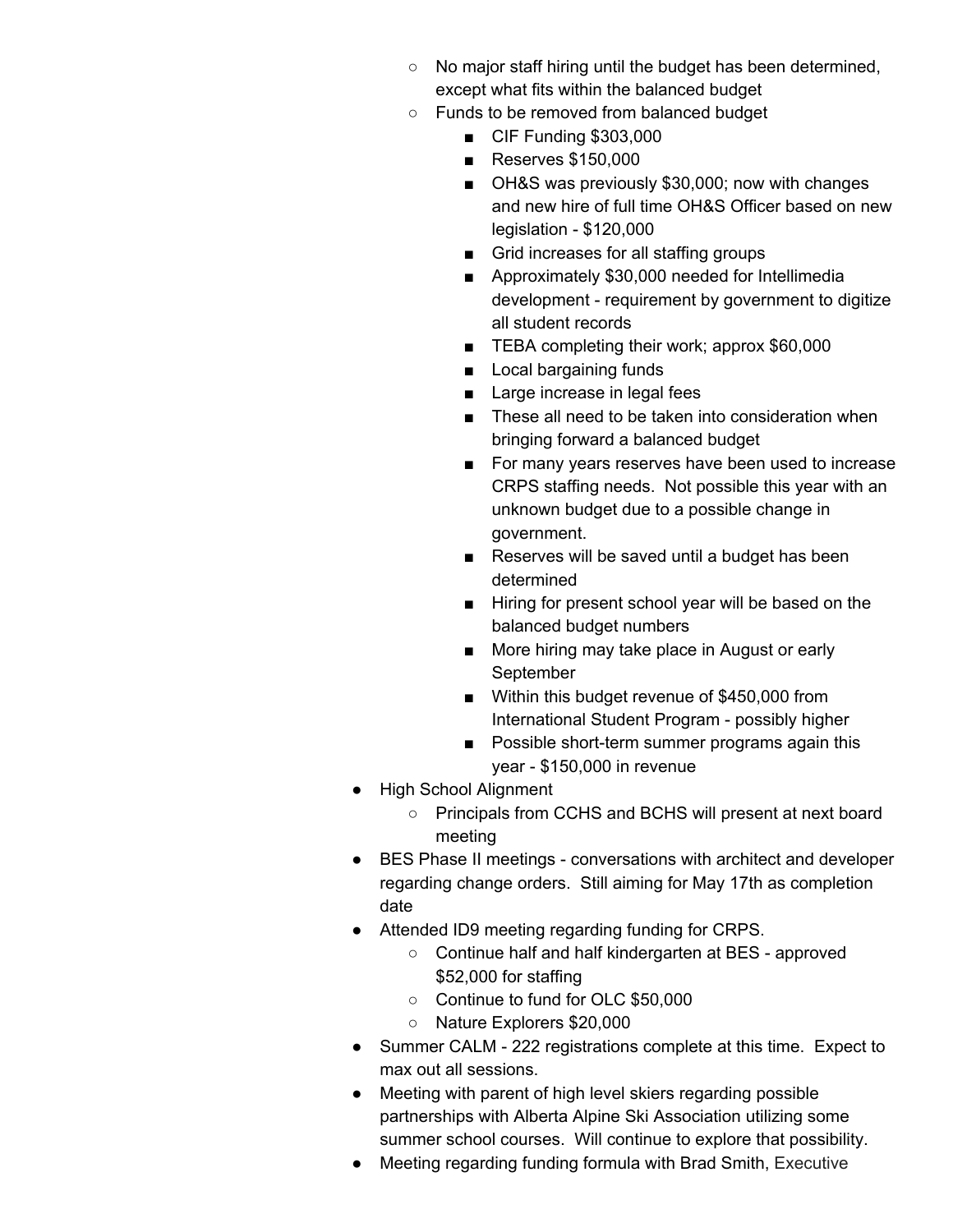- No major staff hiring until the budget has been determined, except what fits within the balanced budget
    - Funds to be removed from balanced budget
        - CIF Funding $303,000
        - Reserves $150,000
        - OH&S was previously $30,000; now with changes and new hire of full time OH&S Officer based on new legislation - $120,000
        - Grid increases for all staffing groups
        - Approximately $30,000 needed for Intellimedia development - requirement by government to digitize all student records
        - TEBA completing their work; approx $60,000
        - Local bargaining funds
        - Large increase in legal fees
        - These all need to be taken into consideration when bringing forward a balanced budget
        - For many years reserves have been used to increase CRPS staffing needs. Not possible this year with an unknown budget due to a possible change in government.
        - Reserves will be saved until a budget has been determined
        - Hiring for present school year will be based on the balanced budget numbers
        - More hiring may take place in August or early September
        - Within this budget revenue of $450,000 from International Student Program - possibly higher
        - Possible short-term summer programs again this year - $150,000 in revenue
- High School Alignment
    - Principals from CCHS and BCHS will present at next board meeting
- BES Phase II meetings - conversations with architect and developer regarding change orders. Still aiming for May 17th as completion date
- Attended ID9 meeting regarding funding for CRPS.
    - Continue half and half kindergarten at BES - approved $52,000 for staffing
    - Continue to fund for OLC $50,000
    - Nature Explorers $20,000
- Summer CALM - 222 registrations complete at this time. Expect to max out all sessions.
- Meeting with parent of high level skiers regarding possible partnerships with Alberta Alpine Ski Association utilizing some summer school courses. Will continue to explore that possibility.
- Meeting regarding funding formula with Brad Smith, Executive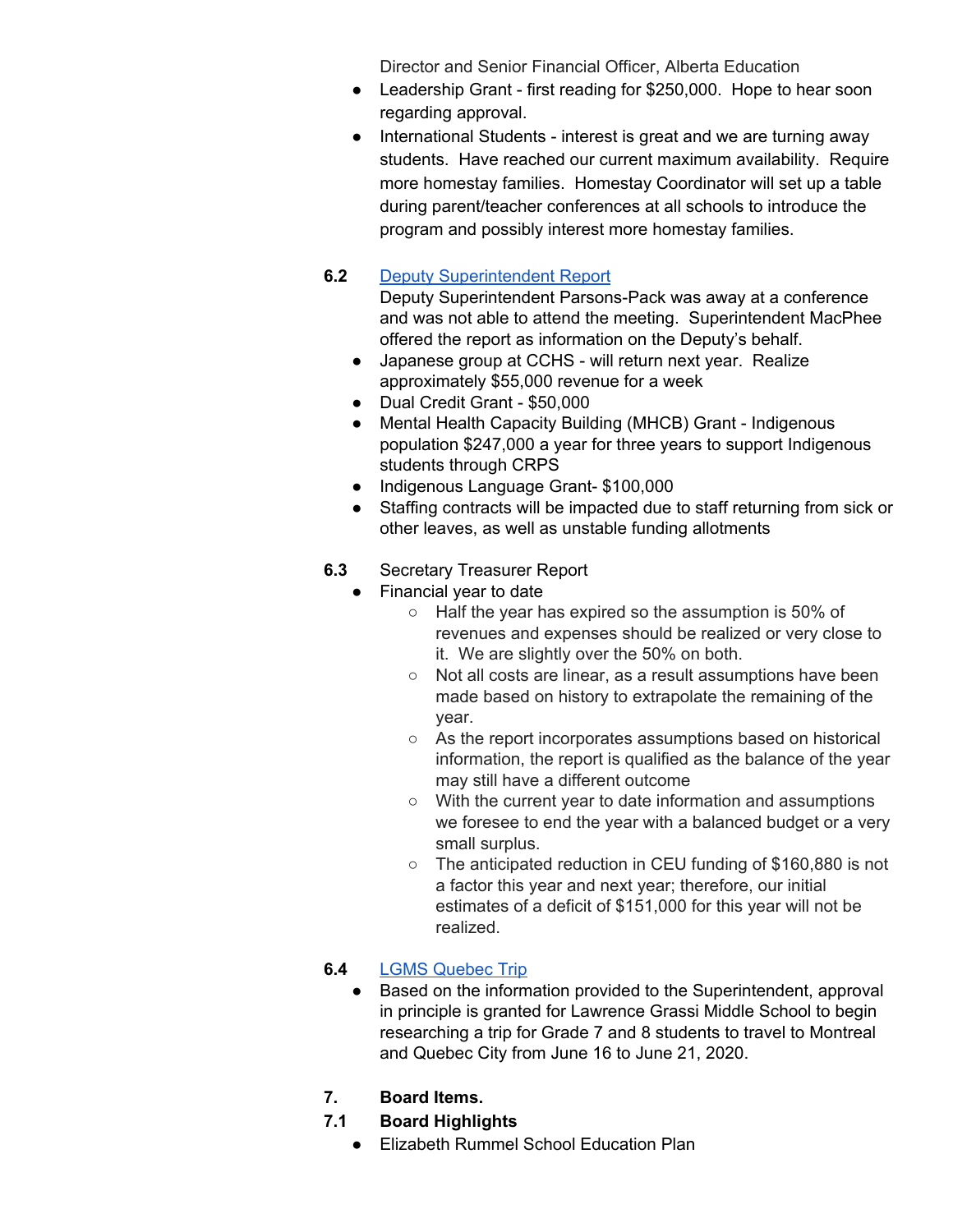Director and Senior Financial Officer, Alberta Education

- Leadership Grant - first reading for $250,000. Hope to hear soon regarding approval.
- International Students - interest is great and we are turning away students. Have reached our current maximum availability. Require more homestay families. Homestay Coordinator will set up a table during parent/teacher conferences at all schools to introduce the program and possibly interest more homestay families.

**6.2** Deputy Superintendent Report

Deputy Superintendent Parsons-Pack was away at a conference and was not able to attend the meeting. Superintendent MacPhee offered the report as information on the Deputy's behalf.

- Japanese group at CCHS - will return next year. Realize approximately $55,000 revenue for a week
- Dual Credit Grant - $50,000
- Mental Health Capacity Building (MHCB) Grant - Indigenous population $247,000 a year for three years to support Indigenous students through CRPS
- Indigenous Language Grant- $100,000
- Staffing contracts will be impacted due to staff returning from sick or other leaves, as well as unstable funding allotments

**6.3** Secretary Treasurer Report

- Financial year to date
  - Half the year has expired so the assumption is 50% of revenues and expenses should be realized or very close to it. We are slightly over the 50% on both.
  - Not all costs are linear, as a result assumptions have been made based on history to extrapolate the remaining of the year.
  - As the report incorporates assumptions based on historical information, the report is qualified as the balance of the year may still have a different outcome
  - With the current year to date information and assumptions we foresee to end the year with a balanced budget or a very small surplus.
  - The anticipated reduction in CEU funding of $160,880 is not a factor this year and next year; therefore, our initial estimates of a deficit of $151,000 for this year will not be realized.

**6.4** LGMS Quebec Trip

- Based on the information provided to the Superintendent, approval in principle is granted for Lawrence Grassi Middle School to begin researching a trip for Grade 7 and 8 students to travel to Montreal and Quebec City from June 16 to June 21, 2020.

## 7. Board Items.

### 7.1 Board Highlights

- Elizabeth Rummel School Education Plan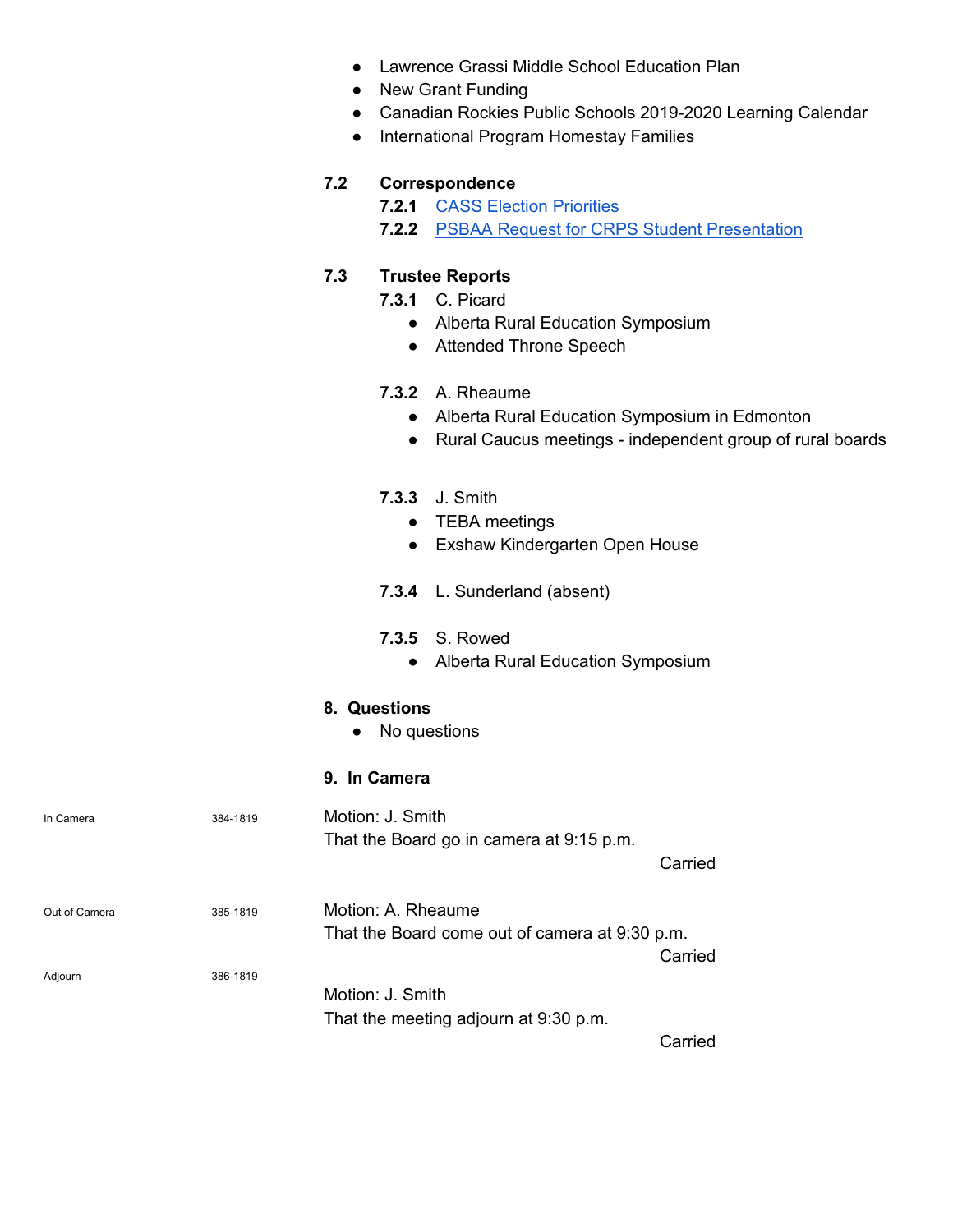- Lawrence Grassi Middle School Education Plan
- New Grant Funding
- Canadian Rockies Public Schools 2019-2020 Learning Calendar
- International Program Homestay Families

**7.2 Correspondence**

**7.2.1** CASS Election Priorities

**7.2.2** PSBAA Request for CRPS Student Presentation

**7.3 Trustee Reports**

**7.3.1** C. Picard

- Alberta Rural Education Symposium
- Attended Throne Speech

**7.3.2** A. Rheaume

- Alberta Rural Education Symposium in Edmonton
- Rural Caucus meetings - independent group of rural boards

**7.3.3** J. Smith

- TEBA meetings
- Exshaw Kindergarten Open House

**7.3.4** L. Sunderland (absent)

**7.3.5** S. Rowed

- Alberta Rural Education Symposium

**8. Questions**

- No questions

**9. In Camera**

In Camera 384-1819

Motion: J. Smith
That the Board go in camera at 9:15 p.m.

Carried

Out of Camera 385-1819

Motion: A. Rheaume
That the Board come out of camera at 9:30 p.m.

Carried

Adjourn 386-1819

Motion: J. Smith
That the meeting adjourn at 9:30 p.m.

Carried